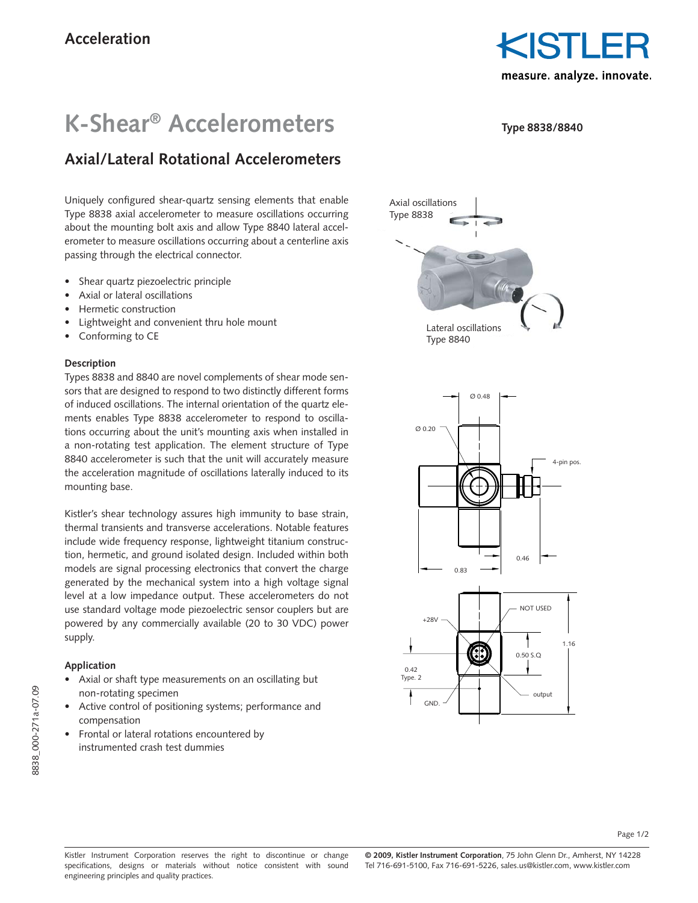# K-Shear® Accelerometers

**Type 8838/8840**

## Axial/Lateral Rotational Accelerometers

Uniquely configured shear-quartz sensing elements that enable Type 8838 axial accelerometer to measure oscillations occurring about the mounting bolt axis and allow Type 8840 lateral accelerometer to measure oscillations occurring about a centerline axis passing through the electrical connector.

- Shear quartz piezoelectric principle
- Axial or lateral oscillations
- Hermetic construction
- Lightweight and convenient thru hole mount
- Conforming to CE

### Description

Types 8838 and 8840 are novel complements of shear mode sensors that are designed to respond to two distinctly different forms of induced oscillations. The internal orientation of the quartz elements enables Type 8838 accelerometer to respond to oscillations occurring about the unit's mounting axis when installed in a non-rotating test application. The element structure of Type 8840 accelerometer is such that the unit will accurately measure the acceleration magnitude of oscillations laterally induced to its mounting base.

Kistler's shear technology assures high immunity to base strain, thermal transients and transverse accelerations. Notable features include wide frequency response, lightweight titanium construction, hermetic, and ground isolated design. Included within both models are signal processing electronics that convert the charge generated by the mechanical system into a high voltage signal level at a low impedance output. These accelerometers do not use standard voltage mode piezoelectric sensor couplers but are powered by any commercially available (20 to 30 VDC) power supply.

### Application

- Axial or shaft type measurements on an oscillating but non-rotating specimen
- Active control of positioning systems; performance and compensation
- Frontal or lateral rotations encountered by instrumented crash test dummies

Axial oscillations Type 8838

Lateral oscillations Type 8840

Ø 0.48 | Ø 0.20 | 4-pin pos. | 0.46 | 0.83

NOT USED | +28V | 0.50 S.Q | 1.16 | 0.42 Type. 2 | output | GND.

8838_000-271a-07.09

Kistler Instrument Corporation reserves the right to discontinue or change specifications, designs or materials without notice consistent with sound engineering principles and quality practices.

**© 2009, Kistler Instrument Corporation**, 75 John Glenn Dr., Amherst, NY 14228
Tel 716-691-5100, Fax 716-691-5226, sales.us@kistler.com, www.kistler.com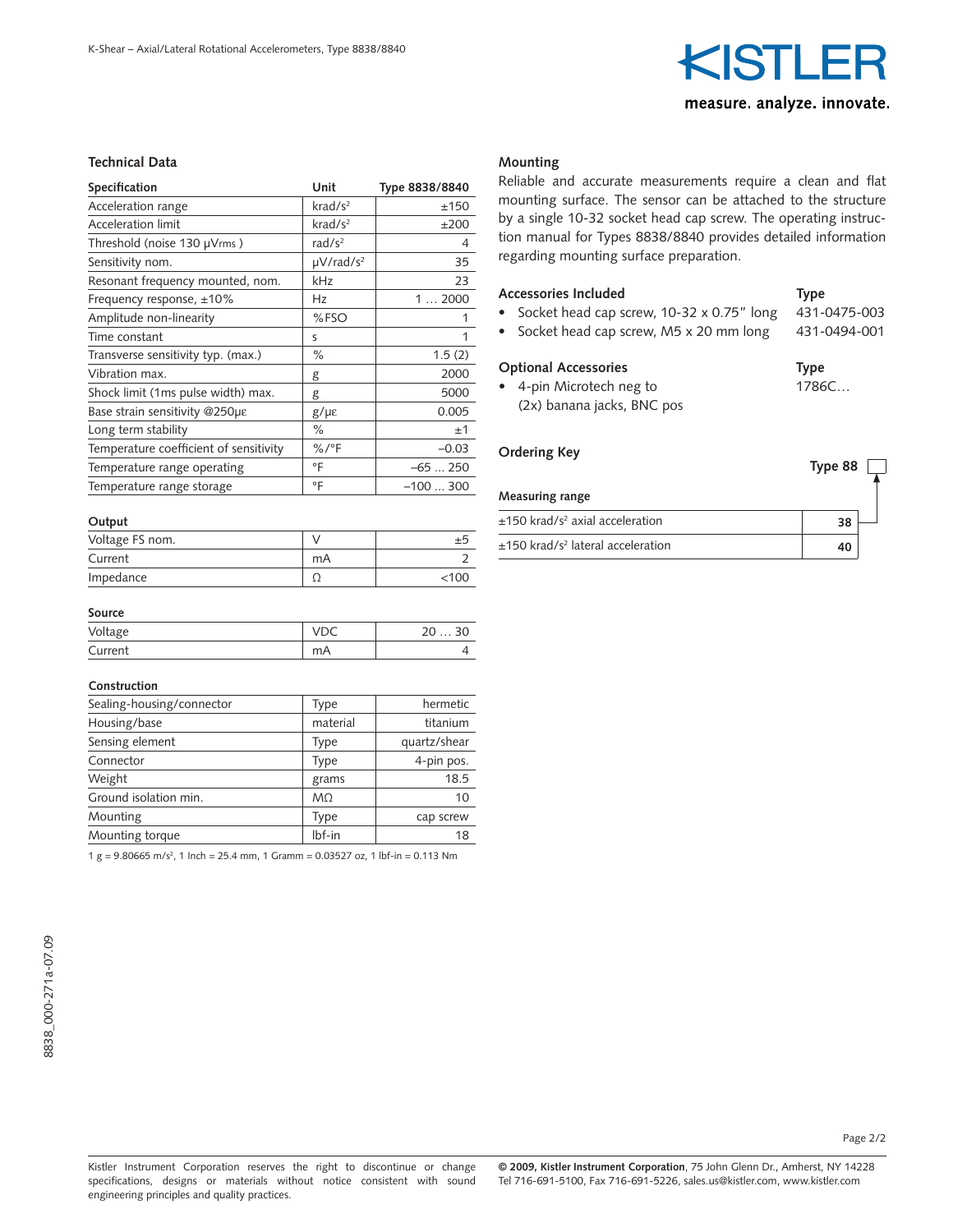## Technical Data

| Specification | Unit | Type 8838/8840 |
|---|---|---|
| Acceleration range | krad/s² | ±150 |
| Acceleration limit | krad/s² | ±200 |
| Threshold (noise 130 µVrms ) | rad/s² | 4 |
| Sensitivity nom. | µV/rad/s² | 35 |
| Resonant frequency mounted, nom. | kHz | 23 |
| Frequency response, ±10% | Hz | 1 … 2000 |
| Amplitude non-linearity | %FSO | 1 |
| Time constant | s | 1 |
| Transverse sensitivity typ. (max.) | % | 1.5 (2) |
| Vibration max. | g | 2000 |
| Shock limit (1ms pulse width) max. | g | 5000 |
| Base strain sensitivity @250µε | g/µε | 0.005 |
| Long term stability | % | ±1 |
| Temperature coefficient of sensitivity | %/°F | –0.03 |
| Temperature range operating | °F | –65 … 250 |
| Temperature range storage | °F | –100 … 300 |

### Output

| | | |
|---|---|---|
| Voltage FS nom. | V | ±5 |
| Current | mA | 2 |
| Impedance | Ω | <100 |

### Source

| | | |
|---|---|---|
| Voltage | VDC | 20 … 30 |
| Current | mA | 4 |

### Construction

| | | |
|---|---|---|
| Sealing-housing/connector | Type | hermetic |
| Housing/base | material | titanium |
| Sensing element | Type | quartz/shear |
| Connector | Type | 4-pin pos. |
| Weight | grams | 18.5 |
| Ground isolation min. | MΩ | 10 |
| Mounting | Type | cap screw |
| Mounting torque | lbf-in | 18 |

1 g = 9.80665 m/s², 1 Inch = 25.4 mm, 1 Gramm = 0.03527 oz, 1 lbf-in = 0.113 Nm

## Mounting

Reliable and accurate measurements require a clean and flat mounting surface. The sensor can be attached to the structure by a single 10-32 socket head cap screw. The operating instruction manual for Types 8838/8840 provides detailed information regarding mounting surface preparation.

## Accessories Included

| Accessory | Type |
|---|---|
| • Socket head cap screw, 10-32 x 0.75" long | 431-0475-003 |
| • Socket head cap screw, M5 x 20 mm long | 431-0494-001 |

## Optional Accessories

| Accessory | Type |
|---|---|
| • 4-pin Microtech neg to (2x) banana jacks, BNC pos | 1786C… |

## Ordering Key

Type 88 ☐

| Measuring range | |
|---|---|
| ±150 krad/s² axial acceleration | 38 |
| ±150 krad/s² lateral acceleration | 40 |

Kistler Instrument Corporation reserves the right to discontinue or change specifications, designs or materials without notice consistent with sound engineering principles and quality practices.

**© 2009, Kistler Instrument Corporation**, 75 John Glenn Dr., Amherst, NY 14228
Tel 716-691-5100, Fax 716-691-5226, sales.us@kistler.com, www.kistler.com

8838_000-271a-07.09